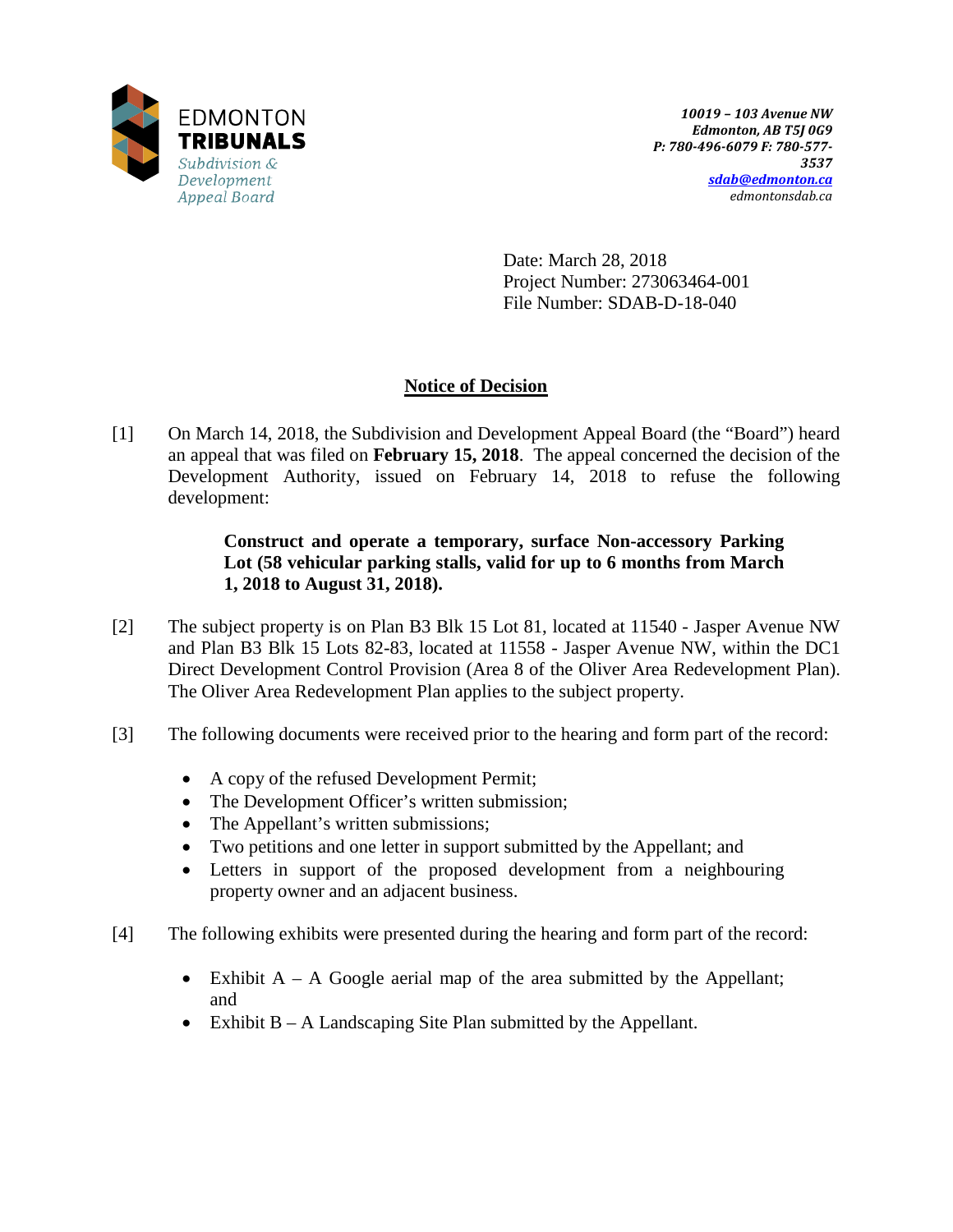EDMONTON
**TRIBUNALS**
*Subdivision & Development Appeal Board*

***10019 – 103 Avenue NW***
***Edmonton, AB T5J 0G9***
***P: 780-496-6079 F: 780-577-3537***
***sdab@edmonton.ca***
*edmontonsdab.ca*

Date: March 28, 2018
Project Number: 273063464-001
File Number: SDAB-D-18-040

## Notice of Decision

[1] On March 14, 2018, the Subdivision and Development Appeal Board (the "Board") heard an appeal that was filed on **February 15, 2018**. The appeal concerned the decision of the Development Authority, issued on February 14, 2018 to refuse the following development:

> **Construct and operate a temporary, surface Non-accessory Parking Lot (58 vehicular parking stalls, valid for up to 6 months from March 1, 2018 to August 31, 2018).**

[2] The subject property is on Plan B3 Blk 15 Lot 81, located at 11540 - Jasper Avenue NW and Plan B3 Blk 15 Lots 82-83, located at 11558 - Jasper Avenue NW, within the DC1 Direct Development Control Provision (Area 8 of the Oliver Area Redevelopment Plan). The Oliver Area Redevelopment Plan applies to the subject property.

[3] The following documents were received prior to the hearing and form part of the record:

- A copy of the refused Development Permit;
- The Development Officer's written submission;
- The Appellant's written submissions;
- Two petitions and one letter in support submitted by the Appellant; and
- Letters in support of the proposed development from a neighbouring property owner and an adjacent business.

[4] The following exhibits were presented during the hearing and form part of the record:

- Exhibit A – A Google aerial map of the area submitted by the Appellant; and
- Exhibit B – A Landscaping Site Plan submitted by the Appellant.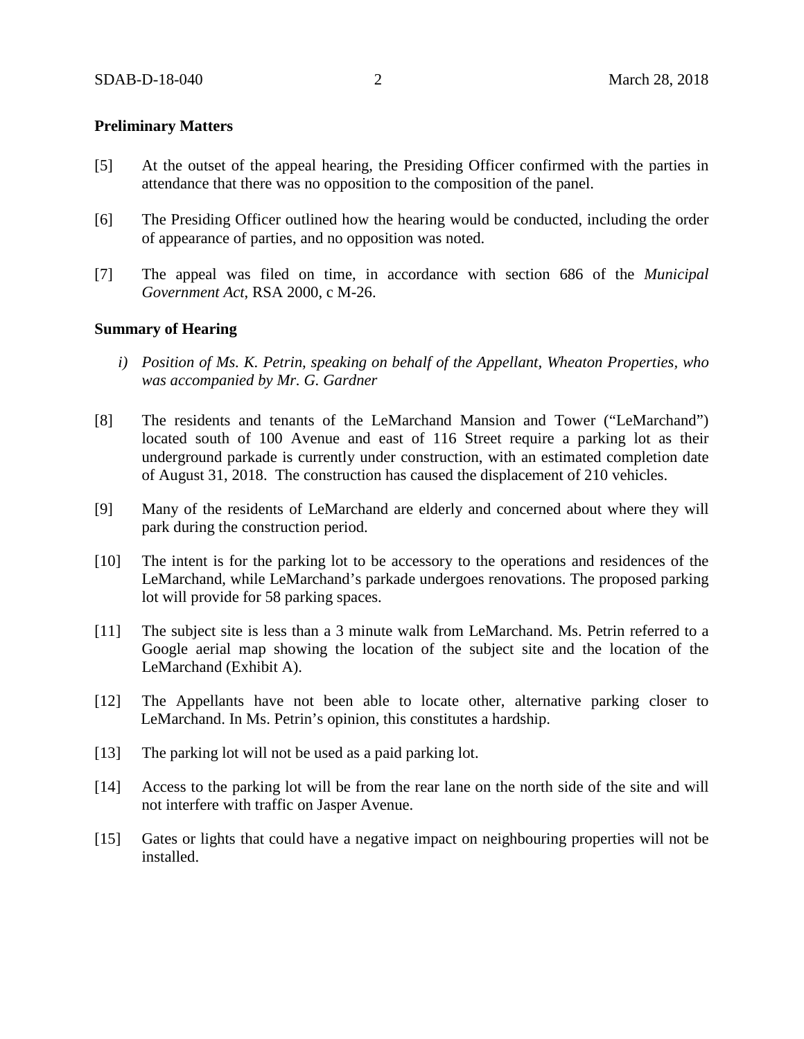**Preliminary Matters**

[5] At the outset of the appeal hearing, the Presiding Officer confirmed with the parties in attendance that there was no opposition to the composition of the panel.

[6] The Presiding Officer outlined how the hearing would be conducted, including the order of appearance of parties, and no opposition was noted.

[7] The appeal was filed on time, in accordance with section 686 of the *Municipal Government Act*, RSA 2000, c M-26.

**Summary of Hearing**

*i) Position of Ms. K. Petrin, speaking on behalf of the Appellant, Wheaton Properties, who was accompanied by Mr. G. Gardner*

[8] The residents and tenants of the LeMarchand Mansion and Tower ("LeMarchand") located south of 100 Avenue and east of 116 Street require a parking lot as their underground parkade is currently under construction, with an estimated completion date of August 31, 2018. The construction has caused the displacement of 210 vehicles.

[9] Many of the residents of LeMarchand are elderly and concerned about where they will park during the construction period.

[10] The intent is for the parking lot to be accessory to the operations and residences of the LeMarchand, while LeMarchand's parkade undergoes renovations. The proposed parking lot will provide for 58 parking spaces.

[11] The subject site is less than a 3 minute walk from LeMarchand. Ms. Petrin referred to a Google aerial map showing the location of the subject site and the location of the LeMarchand (Exhibit A).

[12] The Appellants have not been able to locate other, alternative parking closer to LeMarchand. In Ms. Petrin's opinion, this constitutes a hardship.

[13] The parking lot will not be used as a paid parking lot.

[14] Access to the parking lot will be from the rear lane on the north side of the site and will not interfere with traffic on Jasper Avenue.

[15] Gates or lights that could have a negative impact on neighbouring properties will not be installed.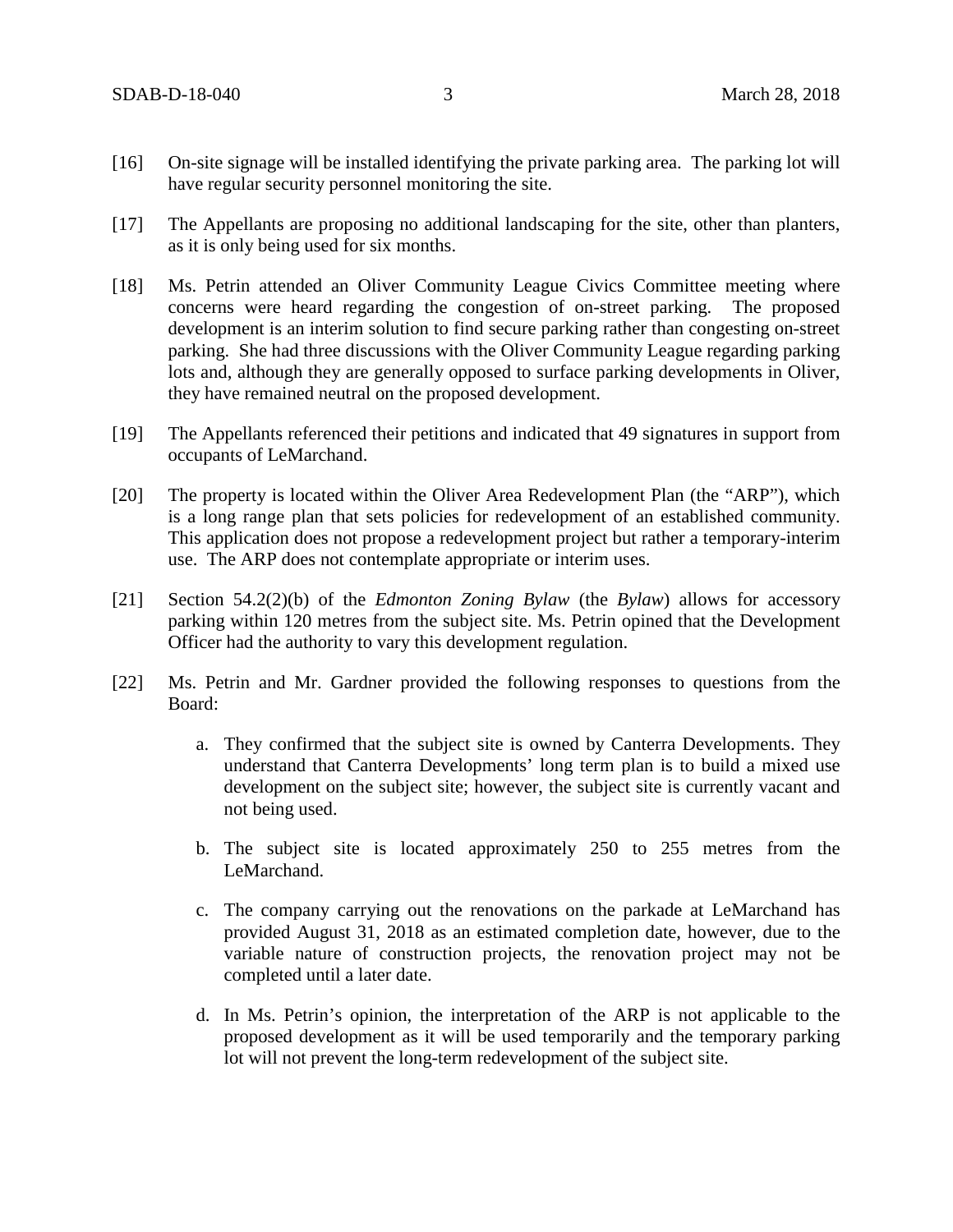[16] On-site signage will be installed identifying the private parking area. The parking lot will have regular security personnel monitoring the site.

[17] The Appellants are proposing no additional landscaping for the site, other than planters, as it is only being used for six months.

[18] Ms. Petrin attended an Oliver Community League Civics Committee meeting where concerns were heard regarding the congestion of on-street parking. The proposed development is an interim solution to find secure parking rather than congesting on-street parking. She had three discussions with the Oliver Community League regarding parking lots and, although they are generally opposed to surface parking developments in Oliver, they have remained neutral on the proposed development.

[19] The Appellants referenced their petitions and indicated that 49 signatures in support from occupants of LeMarchand.

[20] The property is located within the Oliver Area Redevelopment Plan (the "ARP"), which is a long range plan that sets policies for redevelopment of an established community. This application does not propose a redevelopment project but rather a temporary-interim use. The ARP does not contemplate appropriate or interim uses.

[21] Section 54.2(2)(b) of the *Edmonton Zoning Bylaw* (the *Bylaw*) allows for accessory parking within 120 metres from the subject site. Ms. Petrin opined that the Development Officer had the authority to vary this development regulation.

[22] Ms. Petrin and Mr. Gardner provided the following responses to questions from the Board:

a. They confirmed that the subject site is owned by Canterra Developments. They understand that Canterra Developments' long term plan is to build a mixed use development on the subject site; however, the subject site is currently vacant and not being used.

b. The subject site is located approximately 250 to 255 metres from the LeMarchand.

c. The company carrying out the renovations on the parkade at LeMarchand has provided August 31, 2018 as an estimated completion date, however, due to the variable nature of construction projects, the renovation project may not be completed until a later date.

d. In Ms. Petrin's opinion, the interpretation of the ARP is not applicable to the proposed development as it will be used temporarily and the temporary parking lot will not prevent the long-term redevelopment of the subject site.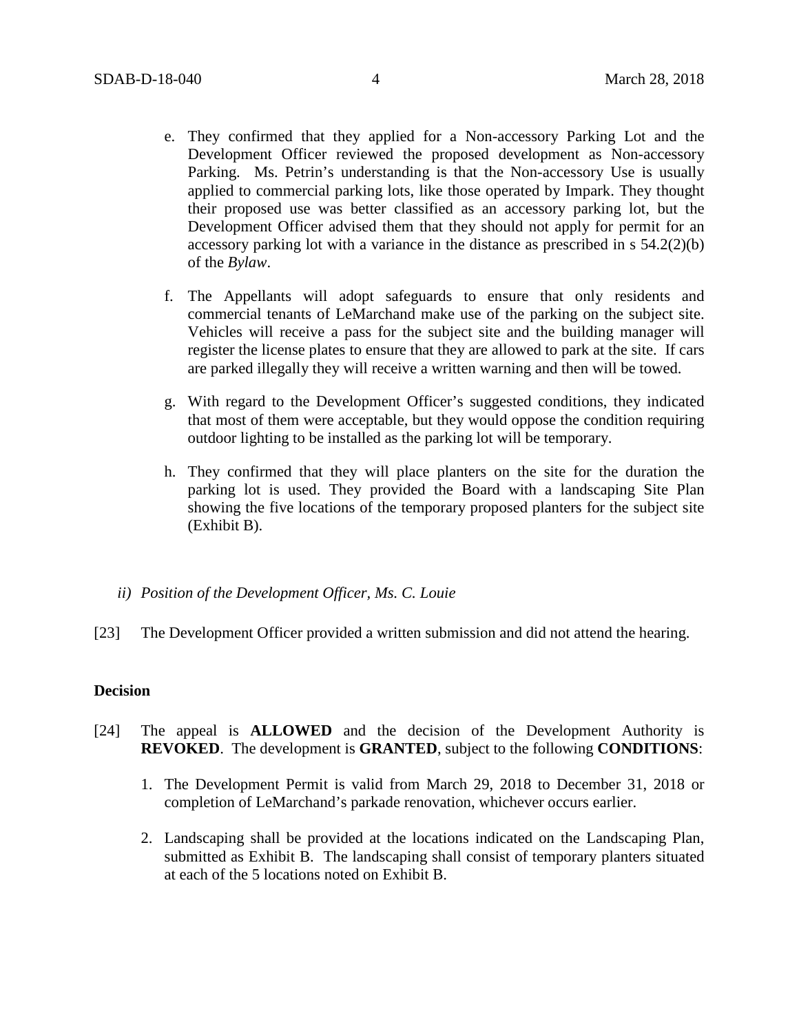e. They confirmed that they applied for a Non-accessory Parking Lot and the Development Officer reviewed the proposed development as Non-accessory Parking. Ms. Petrin's understanding is that the Non-accessory Use is usually applied to commercial parking lots, like those operated by Impark. They thought their proposed use was better classified as an accessory parking lot, but the Development Officer advised them that they should not apply for permit for an accessory parking lot with a variance in the distance as prescribed in s 54.2(2)(b) of the *Bylaw*.

f. The Appellants will adopt safeguards to ensure that only residents and commercial tenants of LeMarchand make use of the parking on the subject site. Vehicles will receive a pass for the subject site and the building manager will register the license plates to ensure that they are allowed to park at the site. If cars are parked illegally they will receive a written warning and then will be towed.

g. With regard to the Development Officer's suggested conditions, they indicated that most of them were acceptable, but they would oppose the condition requiring outdoor lighting to be installed as the parking lot will be temporary.

h. They confirmed that they will place planters on the site for the duration the parking lot is used. They provided the Board with a landscaping Site Plan showing the five locations of the temporary proposed planters for the subject site (Exhibit B).

*ii) Position of the Development Officer, Ms. C. Louie*

[23] The Development Officer provided a written submission and did not attend the hearing.

**Decision**

[24] The appeal is **ALLOWED** and the decision of the Development Authority is **REVOKED**. The development is **GRANTED**, subject to the following **CONDITIONS**:

1. The Development Permit is valid from March 29, 2018 to December 31, 2018 or completion of LeMarchand's parkade renovation, whichever occurs earlier.

2. Landscaping shall be provided at the locations indicated on the Landscaping Plan, submitted as Exhibit B. The landscaping shall consist of temporary planters situated at each of the 5 locations noted on Exhibit B.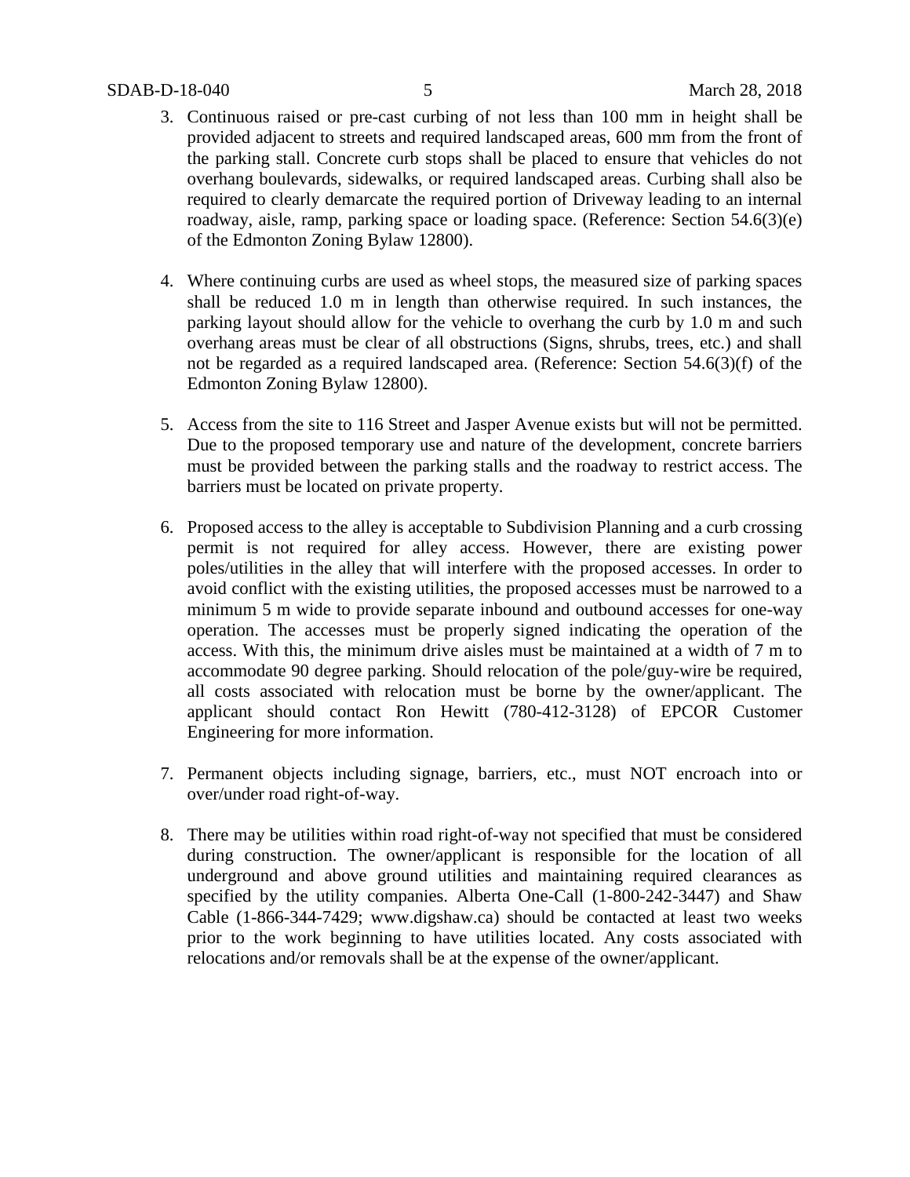3. Continuous raised or pre-cast curbing of not less than 100 mm in height shall be provided adjacent to streets and required landscaped areas, 600 mm from the front of the parking stall. Concrete curb stops shall be placed to ensure that vehicles do not overhang boulevards, sidewalks, or required landscaped areas. Curbing shall also be required to clearly demarcate the required portion of Driveway leading to an internal roadway, aisle, ramp, parking space or loading space. (Reference: Section 54.6(3)(e) of the Edmonton Zoning Bylaw 12800).

4. Where continuing curbs are used as wheel stops, the measured size of parking spaces shall be reduced 1.0 m in length than otherwise required. In such instances, the parking layout should allow for the vehicle to overhang the curb by 1.0 m and such overhang areas must be clear of all obstructions (Signs, shrubs, trees, etc.) and shall not be regarded as a required landscaped area. (Reference: Section 54.6(3)(f) of the Edmonton Zoning Bylaw 12800).

5. Access from the site to 116 Street and Jasper Avenue exists but will not be permitted. Due to the proposed temporary use and nature of the development, concrete barriers must be provided between the parking stalls and the roadway to restrict access. The barriers must be located on private property.

6. Proposed access to the alley is acceptable to Subdivision Planning and a curb crossing permit is not required for alley access. However, there are existing power poles/utilities in the alley that will interfere with the proposed accesses. In order to avoid conflict with the existing utilities, the proposed accesses must be narrowed to a minimum 5 m wide to provide separate inbound and outbound accesses for one-way operation. The accesses must be properly signed indicating the operation of the access. With this, the minimum drive aisles must be maintained at a width of 7 m to accommodate 90 degree parking. Should relocation of the pole/guy-wire be required, all costs associated with relocation must be borne by the owner/applicant. The applicant should contact Ron Hewitt (780-412-3128) of EPCOR Customer Engineering for more information.

7. Permanent objects including signage, barriers, etc., must NOT encroach into or over/under road right-of-way.

8. There may be utilities within road right-of-way not specified that must be considered during construction. The owner/applicant is responsible for the location of all underground and above ground utilities and maintaining required clearances as specified by the utility companies. Alberta One-Call (1-800-242-3447) and Shaw Cable (1-866-344-7429; www.digshaw.ca) should be contacted at least two weeks prior to the work beginning to have utilities located. Any costs associated with relocations and/or removals shall be at the expense of the owner/applicant.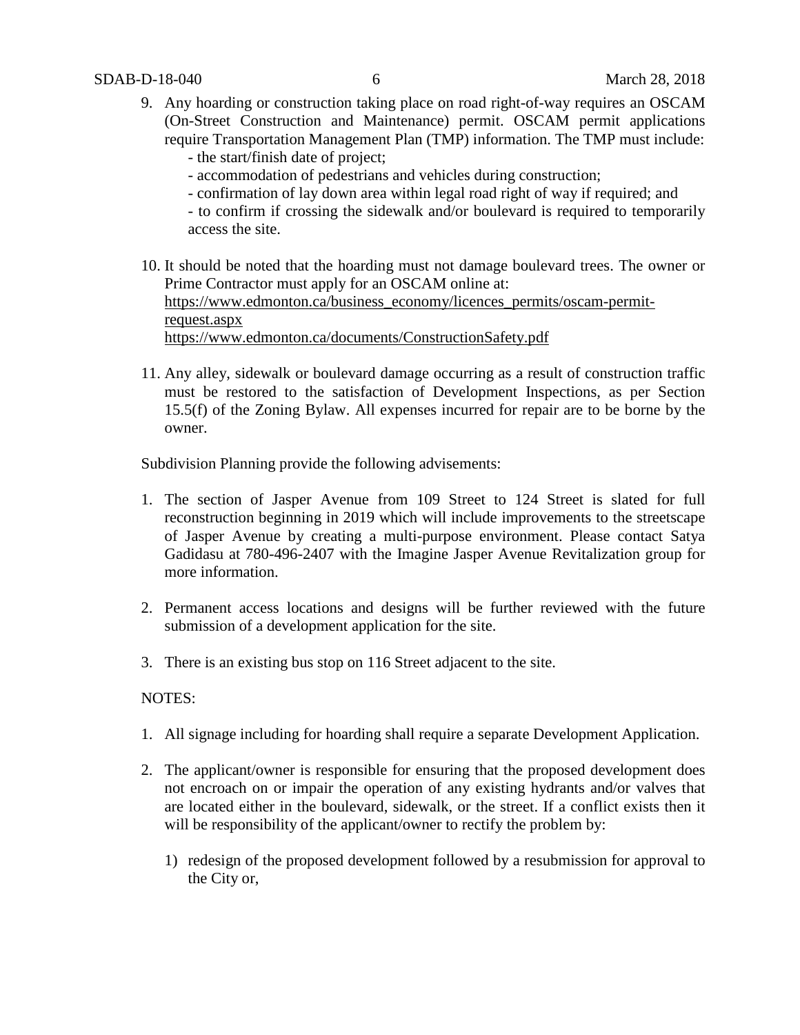9. Any hoarding or construction taking place on road right-of-way requires an OSCAM (On-Street Construction and Maintenance) permit. OSCAM permit applications require Transportation Management Plan (TMP) information. The TMP must include:
   - the start/finish date of project;
   - accommodation of pedestrians and vehicles during construction;
   - confirmation of lay down area within legal road right of way if required; and
   - to confirm if crossing the sidewalk and/or boulevard is required to temporarily access the site.

10. It should be noted that the hoarding must not damage boulevard trees. The owner or Prime Contractor must apply for an OSCAM online at:
    https://www.edmonton.ca/business_economy/licences_permits/oscam-permit-request.aspx
    https://www.edmonton.ca/documents/ConstructionSafety.pdf

11. Any alley, sidewalk or boulevard damage occurring as a result of construction traffic must be restored to the satisfaction of Development Inspections, as per Section 15.5(f) of the Zoning Bylaw. All expenses incurred for repair are to be borne by the owner.

Subdivision Planning provide the following advisements:

1. The section of Jasper Avenue from 109 Street to 124 Street is slated for full reconstruction beginning in 2019 which will include improvements to the streetscape of Jasper Avenue by creating a multi-purpose environment. Please contact Satya Gadidasu at 780-496-2407 with the Imagine Jasper Avenue Revitalization group for more information.

2. Permanent access locations and designs will be further reviewed with the future submission of a development application for the site.

3. There is an existing bus stop on 116 Street adjacent to the site.

NOTES:

1. All signage including for hoarding shall require a separate Development Application.

2. The applicant/owner is responsible for ensuring that the proposed development does not encroach on or impair the operation of any existing hydrants and/or valves that are located either in the boulevard, sidewalk, or the street. If a conflict exists then it will be responsibility of the applicant/owner to rectify the problem by:

   1) redesign of the proposed development followed by a resubmission for approval to the City or,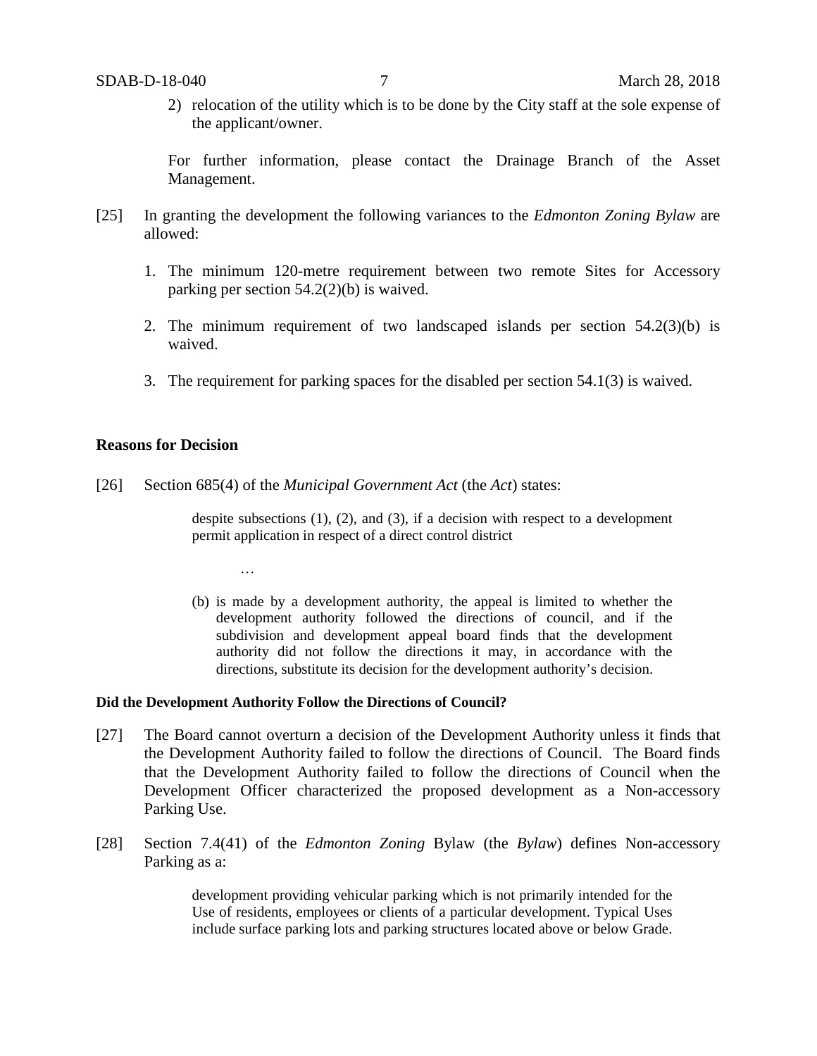2) relocation of the utility which is to be done by the City staff at the sole expense of the applicant/owner.

For further information, please contact the Drainage Branch of the Asset Management.

[25] In granting the development the following variances to the *Edmonton Zoning Bylaw* are allowed:

1. The minimum 120-metre requirement between two remote Sites for Accessory parking per section 54.2(2)(b) is waived.

2. The minimum requirement of two landscaped islands per section 54.2(3)(b) is waived.

3. The requirement for parking spaces for the disabled per section 54.1(3) is waived.

## Reasons for Decision

[26] Section 685(4) of the *Municipal Government Act* (the *Act*) states:

> despite subsections (1), (2), and (3), if a decision with respect to a development permit application in respect of a direct control district
>
> …
>
> (b) is made by a development authority, the appeal is limited to whether the development authority followed the directions of council, and if the subdivision and development appeal board finds that the development authority did not follow the directions it may, in accordance with the directions, substitute its decision for the development authority's decision.

### Did the Development Authority Follow the Directions of Council?

[27] The Board cannot overturn a decision of the Development Authority unless it finds that the Development Authority failed to follow the directions of Council. The Board finds that the Development Authority failed to follow the directions of Council when the Development Officer characterized the proposed development as a Non-accessory Parking Use.

[28] Section 7.4(41) of the *Edmonton Zoning* Bylaw (the *Bylaw*) defines Non-accessory Parking as a:

> development providing vehicular parking which is not primarily intended for the Use of residents, employees or clients of a particular development. Typical Uses include surface parking lots and parking structures located above or below Grade.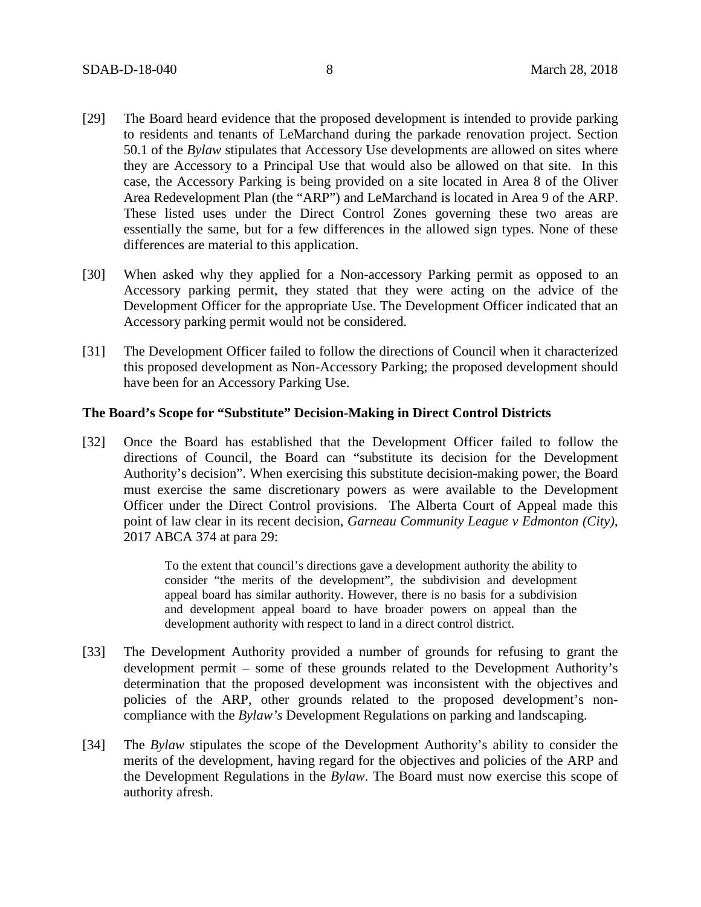[29] The Board heard evidence that the proposed development is intended to provide parking to residents and tenants of LeMarchand during the parkade renovation project. Section 50.1 of the *Bylaw* stipulates that Accessory Use developments are allowed on sites where they are Accessory to a Principal Use that would also be allowed on that site. In this case, the Accessory Parking is being provided on a site located in Area 8 of the Oliver Area Redevelopment Plan (the "ARP") and LeMarchand is located in Area 9 of the ARP. These listed uses under the Direct Control Zones governing these two areas are essentially the same, but for a few differences in the allowed sign types. None of these differences are material to this application.

[30] When asked why they applied for a Non-accessory Parking permit as opposed to an Accessory parking permit, they stated that they were acting on the advice of the Development Officer for the appropriate Use. The Development Officer indicated that an Accessory parking permit would not be considered.

[31] The Development Officer failed to follow the directions of Council when it characterized this proposed development as Non-Accessory Parking; the proposed development should have been for an Accessory Parking Use.

**The Board's Scope for "Substitute" Decision-Making in Direct Control Districts**

[32] Once the Board has established that the Development Officer failed to follow the directions of Council, the Board can "substitute its decision for the Development Authority's decision". When exercising this substitute decision-making power, the Board must exercise the same discretionary powers as were available to the Development Officer under the Direct Control provisions. The Alberta Court of Appeal made this point of law clear in its recent decision, *Garneau Community League v Edmonton (City)*, 2017 ABCA 374 at para 29:

> To the extent that council's directions gave a development authority the ability to consider "the merits of the development", the subdivision and development appeal board has similar authority. However, there is no basis for a subdivision and development appeal board to have broader powers on appeal than the development authority with respect to land in a direct control district.

[33] The Development Authority provided a number of grounds for refusing to grant the development permit – some of these grounds related to the Development Authority's determination that the proposed development was inconsistent with the objectives and policies of the ARP, other grounds related to the proposed development's non-compliance with the *Bylaw's* Development Regulations on parking and landscaping.

[34] The *Bylaw* stipulates the scope of the Development Authority's ability to consider the merits of the development, having regard for the objectives and policies of the ARP and the Development Regulations in the *Bylaw*. The Board must now exercise this scope of authority afresh.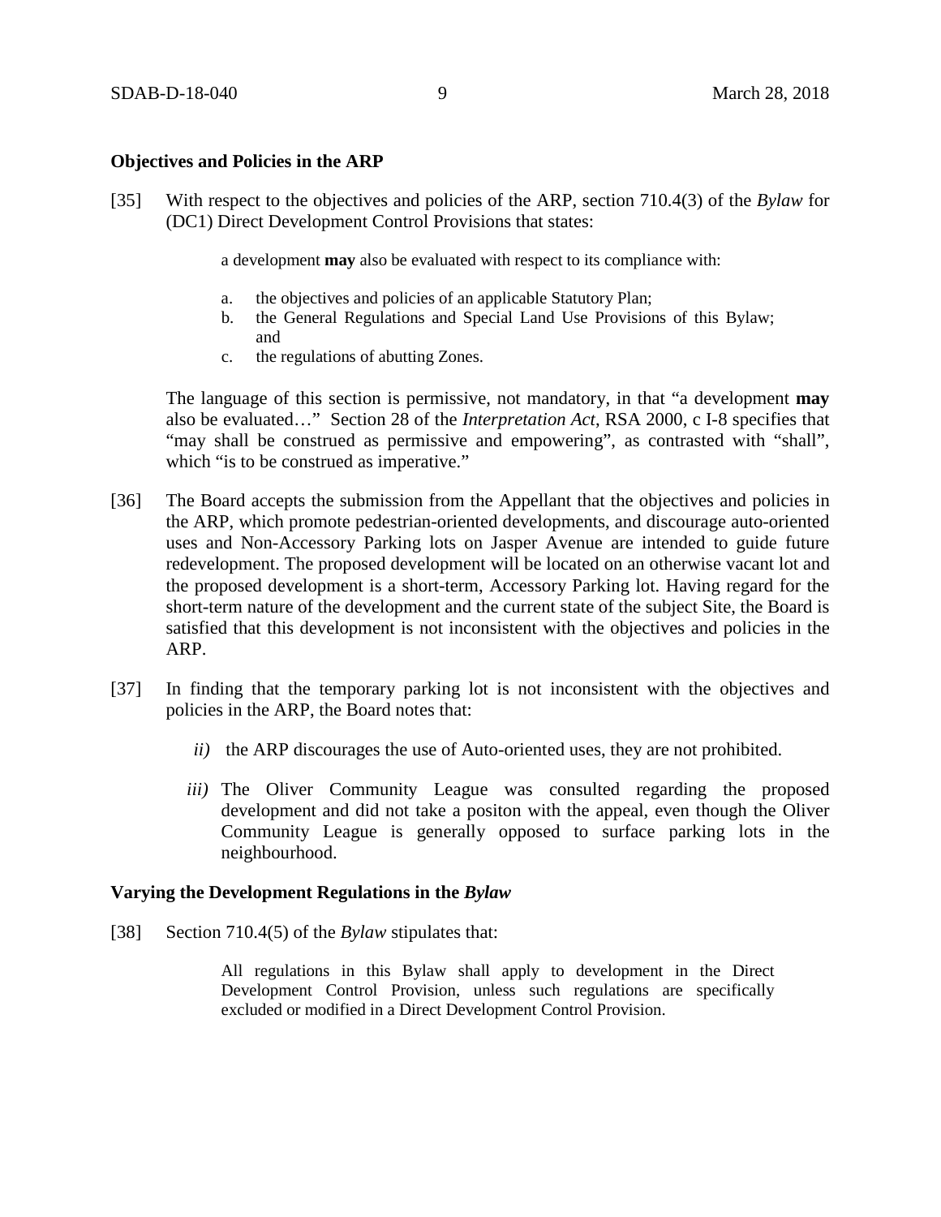**Objectives and Policies in the ARP**

[35] With respect to the objectives and policies of the ARP, section 710.4(3) of the *Bylaw* for (DC1) Direct Development Control Provisions that states:

> a development **may** also be evaluated with respect to its compliance with:
>
> a. the objectives and policies of an applicable Statutory Plan;
> b. the General Regulations and Special Land Use Provisions of this Bylaw; and
> c. the regulations of abutting Zones.

The language of this section is permissive, not mandatory, in that "a development **may** also be evaluated…" Section 28 of the *Interpretation Act*, RSA 2000, c I-8 specifies that "may shall be construed as permissive and empowering", as contrasted with "shall", which "is to be construed as imperative."

[36] The Board accepts the submission from the Appellant that the objectives and policies in the ARP, which promote pedestrian-oriented developments, and discourage auto-oriented uses and Non-Accessory Parking lots on Jasper Avenue are intended to guide future redevelopment. The proposed development will be located on an otherwise vacant lot and the proposed development is a short-term, Accessory Parking lot. Having regard for the short-term nature of the development and the current state of the subject Site, the Board is satisfied that this development is not inconsistent with the objectives and policies in the ARP.

[37] In finding that the temporary parking lot is not inconsistent with the objectives and policies in the ARP, the Board notes that:

*ii)* the ARP discourages the use of Auto-oriented uses, they are not prohibited.

*iii)* The Oliver Community League was consulted regarding the proposed development and did not take a positon with the appeal, even though the Oliver Community League is generally opposed to surface parking lots in the neighbourhood.

**Varying the Development Regulations in the *Bylaw***

[38] Section 710.4(5) of the *Bylaw* stipulates that:

> All regulations in this Bylaw shall apply to development in the Direct Development Control Provision, unless such regulations are specifically excluded or modified in a Direct Development Control Provision.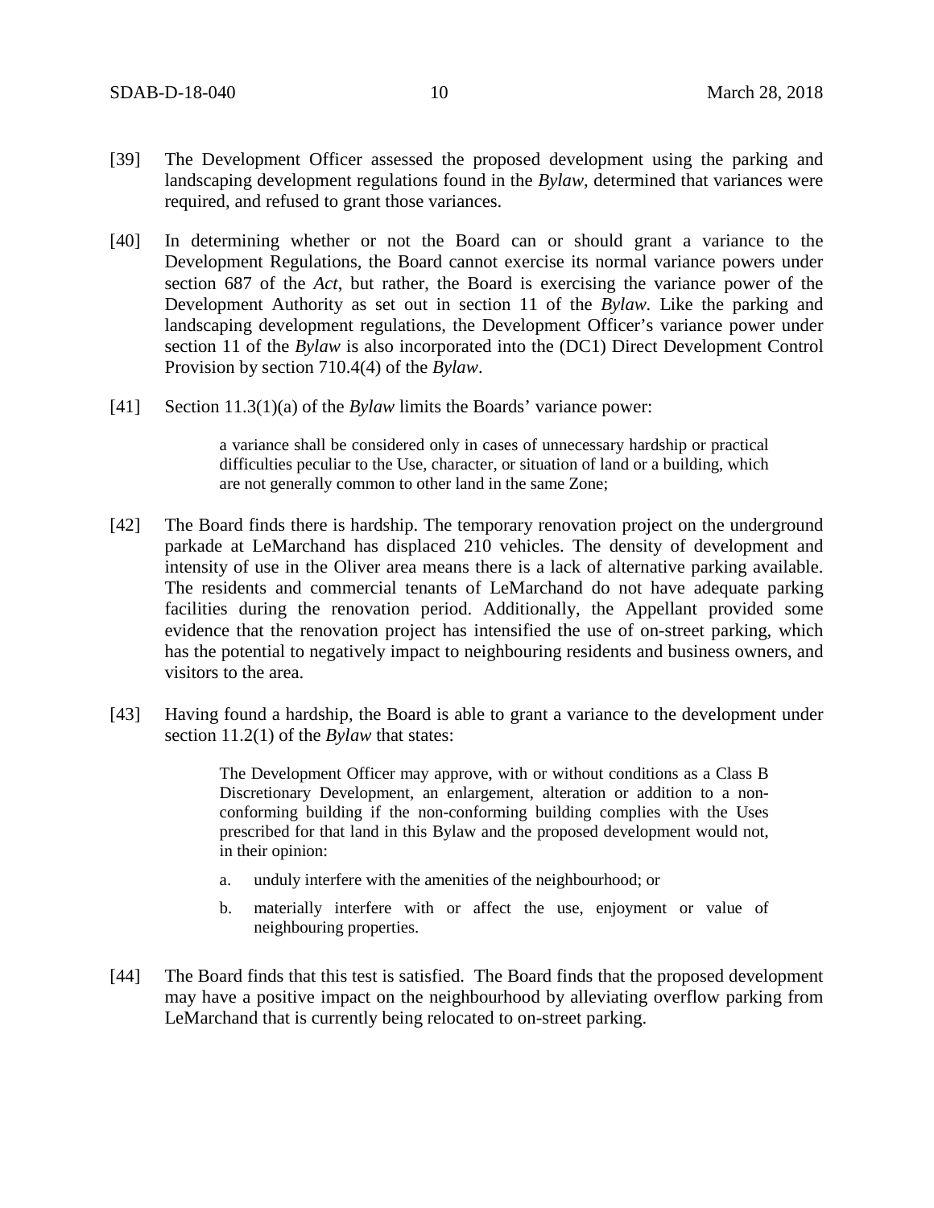[39] The Development Officer assessed the proposed development using the parking and landscaping development regulations found in the *Bylaw*, determined that variances were required, and refused to grant those variances.

[40] In determining whether or not the Board can or should grant a variance to the Development Regulations, the Board cannot exercise its normal variance powers under section 687 of the *Act*, but rather, the Board is exercising the variance power of the Development Authority as set out in section 11 of the *Bylaw*. Like the parking and landscaping development regulations, the Development Officer's variance power under section 11 of the *Bylaw* is also incorporated into the (DC1) Direct Development Control Provision by section 710.4(4) of the *Bylaw*.

[41] Section 11.3(1)(a) of the *Bylaw* limits the Boards' variance power:

> a variance shall be considered only in cases of unnecessary hardship or practical difficulties peculiar to the Use, character, or situation of land or a building, which are not generally common to other land in the same Zone;

[42] The Board finds there is hardship. The temporary renovation project on the underground parkade at LeMarchand has displaced 210 vehicles. The density of development and intensity of use in the Oliver area means there is a lack of alternative parking available. The residents and commercial tenants of LeMarchand do not have adequate parking facilities during the renovation period. Additionally, the Appellant provided some evidence that the renovation project has intensified the use of on-street parking, which has the potential to negatively impact to neighbouring residents and business owners, and visitors to the area.

[43] Having found a hardship, the Board is able to grant a variance to the development under section 11.2(1) of the *Bylaw* that states:

> The Development Officer may approve, with or without conditions as a Class B Discretionary Development, an enlargement, alteration or addition to a non-conforming building if the non-conforming building complies with the Uses prescribed for that land in this Bylaw and the proposed development would not, in their opinion:
>
> a. unduly interfere with the amenities of the neighbourhood; or
>
> b. materially interfere with or affect the use, enjoyment or value of neighbouring properties.

[44] The Board finds that this test is satisfied. The Board finds that the proposed development may have a positive impact on the neighbourhood by alleviating overflow parking from LeMarchand that is currently being relocated to on-street parking.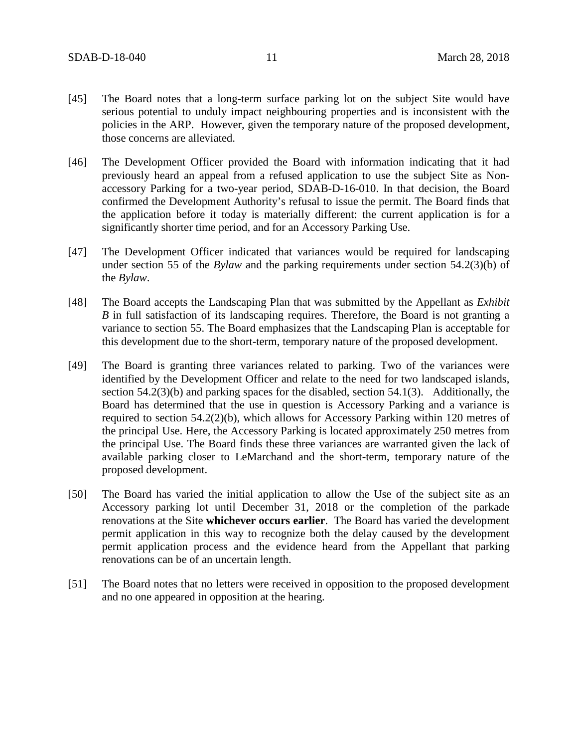[45] The Board notes that a long-term surface parking lot on the subject Site would have serious potential to unduly impact neighbouring properties and is inconsistent with the policies in the ARP. However, given the temporary nature of the proposed development, those concerns are alleviated.

[46] The Development Officer provided the Board with information indicating that it had previously heard an appeal from a refused application to use the subject Site as Non-accessory Parking for a two-year period, SDAB-D-16-010. In that decision, the Board confirmed the Development Authority's refusal to issue the permit. The Board finds that the application before it today is materially different: the current application is for a significantly shorter time period, and for an Accessory Parking Use.

[47] The Development Officer indicated that variances would be required for landscaping under section 55 of the *Bylaw* and the parking requirements under section 54.2(3)(b) of the *Bylaw*.

[48] The Board accepts the Landscaping Plan that was submitted by the Appellant as *Exhibit B* in full satisfaction of its landscaping requires. Therefore, the Board is not granting a variance to section 55. The Board emphasizes that the Landscaping Plan is acceptable for this development due to the short-term, temporary nature of the proposed development.

[49] The Board is granting three variances related to parking. Two of the variances were identified by the Development Officer and relate to the need for two landscaped islands, section 54.2(3)(b) and parking spaces for the disabled, section 54.1(3). Additionally, the Board has determined that the use in question is Accessory Parking and a variance is required to section 54.2(2)(b), which allows for Accessory Parking within 120 metres of the principal Use. Here, the Accessory Parking is located approximately 250 metres from the principal Use. The Board finds these three variances are warranted given the lack of available parking closer to LeMarchand and the short-term, temporary nature of the proposed development.

[50] The Board has varied the initial application to allow the Use of the subject site as an Accessory parking lot until December 31, 2018 or the completion of the parkade renovations at the Site **whichever occurs earlier**. The Board has varied the development permit application in this way to recognize both the delay caused by the development permit application process and the evidence heard from the Appellant that parking renovations can be of an uncertain length.

[51] The Board notes that no letters were received in opposition to the proposed development and no one appeared in opposition at the hearing.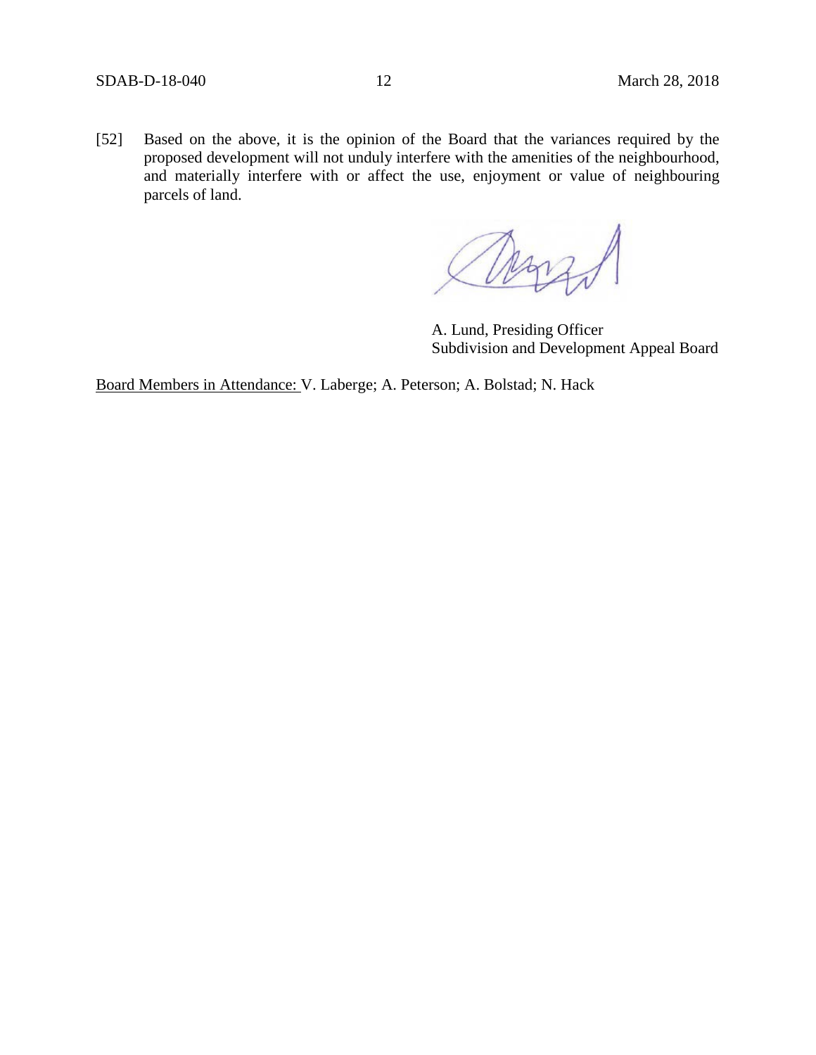[52] Based on the above, it is the opinion of the Board that the variances required by the proposed development will not unduly interfere with the amenities of the neighbourhood, and materially interfere with or affect the use, enjoyment or value of neighbouring parcels of land.

A. Lund, Presiding Officer
Subdivision and Development Appeal Board

Board Members in Attendance: V. Laberge; A. Peterson; A. Bolstad; N. Hack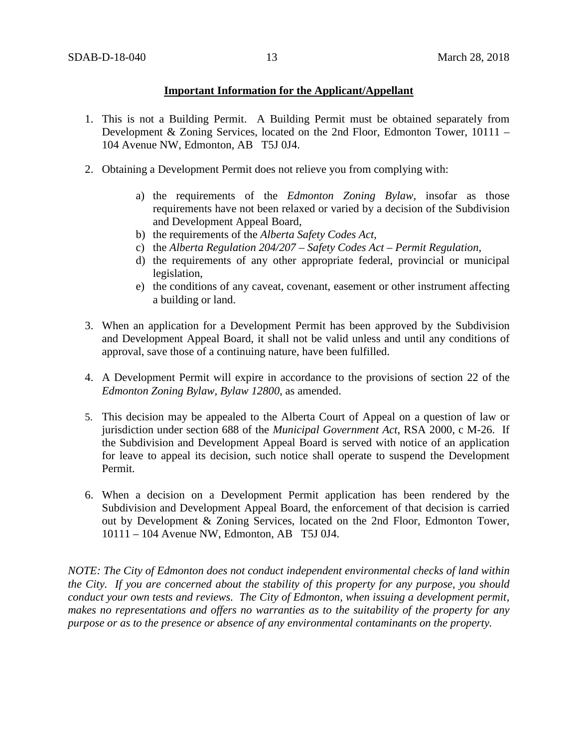**Important Information for the Applicant/Appellant**

1. This is not a Building Permit. A Building Permit must be obtained separately from Development & Zoning Services, located on the 2nd Floor, Edmonton Tower, 10111 – 104 Avenue NW, Edmonton, AB T5J 0J4.

2. Obtaining a Development Permit does not relieve you from complying with:

   a) the requirements of the *Edmonton Zoning Bylaw*, insofar as those requirements have not been relaxed or varied by a decision of the Subdivision and Development Appeal Board,
   b) the requirements of the *Alberta Safety Codes Act*,
   c) the *Alberta Regulation 204/207 – Safety Codes Act – Permit Regulation*,
   d) the requirements of any other appropriate federal, provincial or municipal legislation,
   e) the conditions of any caveat, covenant, easement or other instrument affecting a building or land.

3. When an application for a Development Permit has been approved by the Subdivision and Development Appeal Board, it shall not be valid unless and until any conditions of approval, save those of a continuing nature, have been fulfilled.

4. A Development Permit will expire in accordance to the provisions of section 22 of the *Edmonton Zoning Bylaw, Bylaw 12800*, as amended.

5. This decision may be appealed to the Alberta Court of Appeal on a question of law or jurisdiction under section 688 of the *Municipal Government Act*, RSA 2000, c M-26. If the Subdivision and Development Appeal Board is served with notice of an application for leave to appeal its decision, such notice shall operate to suspend the Development Permit.

6. When a decision on a Development Permit application has been rendered by the Subdivision and Development Appeal Board, the enforcement of that decision is carried out by Development & Zoning Services, located on the 2nd Floor, Edmonton Tower, 10111 – 104 Avenue NW, Edmonton, AB T5J 0J4.

*NOTE: The City of Edmonton does not conduct independent environmental checks of land within the City. If you are concerned about the stability of this property for any purpose, you should conduct your own tests and reviews. The City of Edmonton, when issuing a development permit, makes no representations and offers no warranties as to the suitability of the property for any purpose or as to the presence or absence of any environmental contaminants on the property.*